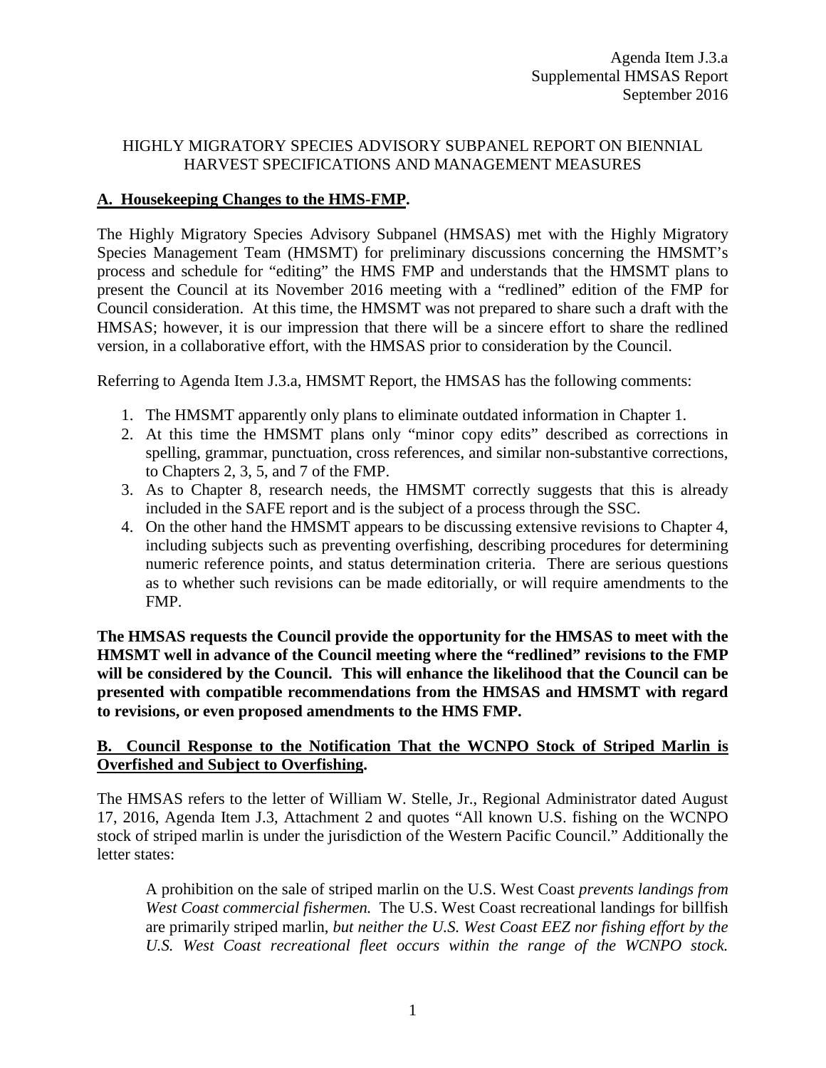Agenda Item J.3.a
Supplemental HMSAS Report
September 2016

# HIGHLY MIGRATORY SPECIES ADVISORY SUBPANEL REPORT ON BIENNIAL HARVEST SPECIFICATIONS AND MANAGEMENT MEASURES

## A. Housekeeping Changes to the HMS-FMP.

The Highly Migratory Species Advisory Subpanel (HMSAS) met with the Highly Migratory Species Management Team (HMSMT) for preliminary discussions concerning the HMSMT's process and schedule for "editing" the HMS FMP and understands that the HMSMT plans to present the Council at its November 2016 meeting with a "redlined" edition of the FMP for Council consideration. At this time, the HMSMT was not prepared to share such a draft with the HMSAS; however, it is our impression that there will be a sincere effort to share the redlined version, in a collaborative effort, with the HMSAS prior to consideration by the Council.

Referring to Agenda Item J.3.a, HMSMT Report, the HMSAS has the following comments:

1. The HMSMT apparently only plans to eliminate outdated information in Chapter 1.
2. At this time the HMSMT plans only "minor copy edits" described as corrections in spelling, grammar, punctuation, cross references, and similar non-substantive corrections, to Chapters 2, 3, 5, and 7 of the FMP.
3. As to Chapter 8, research needs, the HMSMT correctly suggests that this is already included in the SAFE report and is the subject of a process through the SSC.
4. On the other hand the HMSMT appears to be discussing extensive revisions to Chapter 4, including subjects such as preventing overfishing, describing procedures for determining numeric reference points, and status determination criteria. There are serious questions as to whether such revisions can be made editorially, or will require amendments to the FMP.

**The HMSAS requests the Council provide the opportunity for the HMSAS to meet with the HMSMT well in advance of the Council meeting where the "redlined" revisions to the FMP will be considered by the Council. This will enhance the likelihood that the Council can be presented with compatible recommendations from the HMSAS and HMSMT with regard to revisions, or even proposed amendments to the HMS FMP.**

## B. Council Response to the Notification That the WCNPO Stock of Striped Marlin is Overfished and Subject to Overfishing.

The HMSAS refers to the letter of William W. Stelle, Jr., Regional Administrator dated August 17, 2016, Agenda Item J.3, Attachment 2 and quotes "All known U.S. fishing on the WCNPO stock of striped marlin is under the jurisdiction of the Western Pacific Council." Additionally the letter states:

> A prohibition on the sale of striped marlin on the U.S. West Coast *prevents landings from West Coast commercial fishermen.* The U.S. West Coast recreational landings for billfish are primarily striped marlin, *but neither the U.S. West Coast EEZ nor fishing effort by the U.S. West Coast recreational fleet occurs within the range of the WCNPO stock.*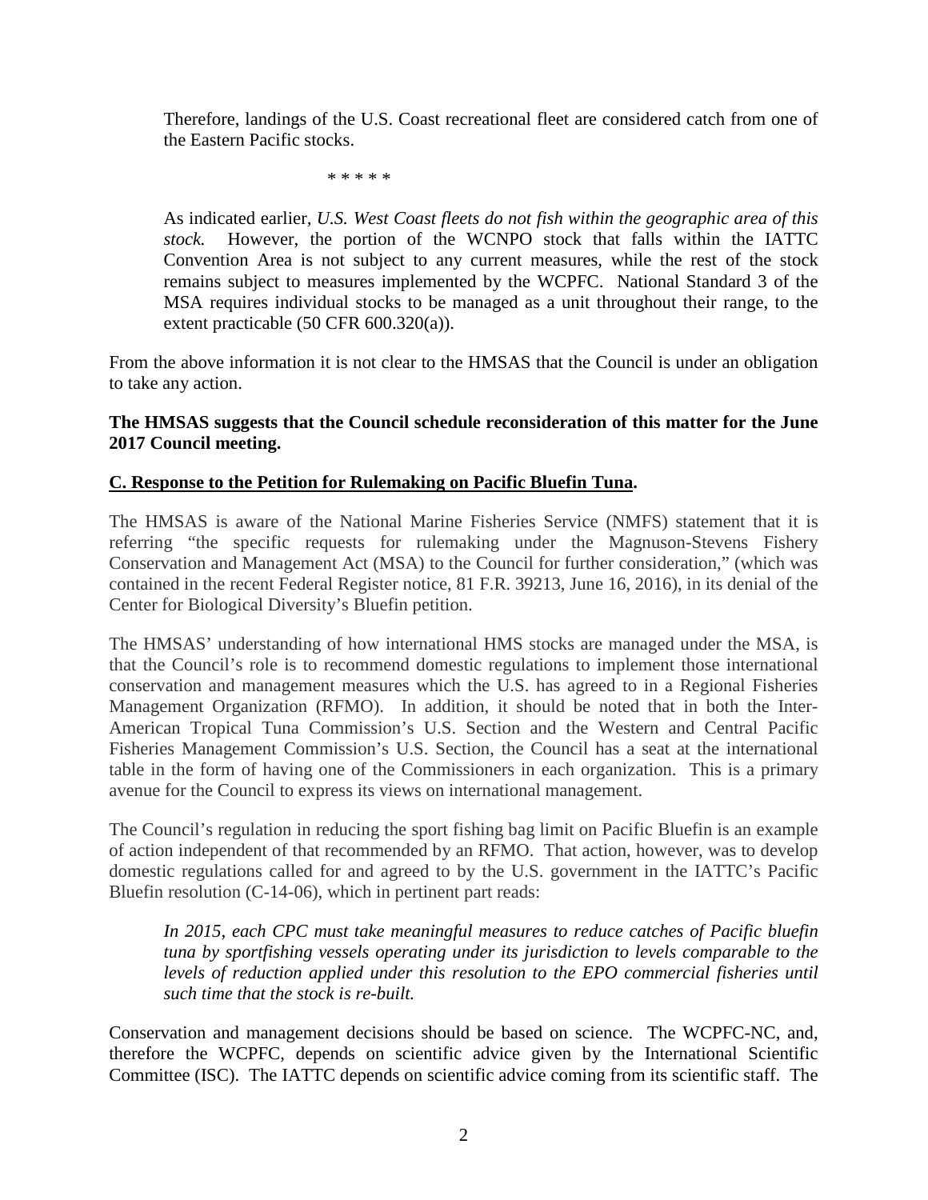> Therefore, landings of the U.S. Coast recreational fleet are considered catch from one of the Eastern Pacific stocks.
>
> \* \* \* \* \*
>
> As indicated earlier, *U.S. West Coast fleets do not fish within the geographic area of this stock.* However, the portion of the WCNPO stock that falls within the IATTC Convention Area is not subject to any current measures, while the rest of the stock remains subject to measures implemented by the WCPFC. National Standard 3 of the MSA requires individual stocks to be managed as a unit throughout their range, to the extent practicable (50 CFR 600.320(a)).

From the above information it is not clear to the HMSAS that the Council is under an obligation to take any action.

**The HMSAS suggests that the Council schedule reconsideration of this matter for the June 2017 Council meeting.**

## C. Response to the Petition for Rulemaking on Pacific Bluefin Tuna.

The HMSAS is aware of the National Marine Fisheries Service (NMFS) statement that it is referring "the specific requests for rulemaking under the Magnuson-Stevens Fishery Conservation and Management Act (MSA) to the Council for further consideration," (which was contained in the recent Federal Register notice, 81 F.R. 39213, June 16, 2016), in its denial of the Center for Biological Diversity's Bluefin petition.

The HMSAS' understanding of how international HMS stocks are managed under the MSA, is that the Council's role is to recommend domestic regulations to implement those international conservation and management measures which the U.S. has agreed to in a Regional Fisheries Management Organization (RFMO). In addition, it should be noted that in both the Inter-American Tropical Tuna Commission's U.S. Section and the Western and Central Pacific Fisheries Management Commission's U.S. Section, the Council has a seat at the international table in the form of having one of the Commissioners in each organization. This is a primary avenue for the Council to express its views on international management.

The Council's regulation in reducing the sport fishing bag limit on Pacific Bluefin is an example of action independent of that recommended by an RFMO. That action, however, was to develop domestic regulations called for and agreed to by the U.S. government in the IATTC's Pacific Bluefin resolution (C-14-06), which in pertinent part reads:

> *In 2015, each CPC must take meaningful measures to reduce catches of Pacific bluefin tuna by sportfishing vessels operating under its jurisdiction to levels comparable to the levels of reduction applied under this resolution to the EPO commercial fisheries until such time that the stock is re-built.*

Conservation and management decisions should be based on science. The WCPFC-NC, and, therefore the WCPFC, depends on scientific advice given by the International Scientific Committee (ISC). The IATTC depends on scientific advice coming from its scientific staff. The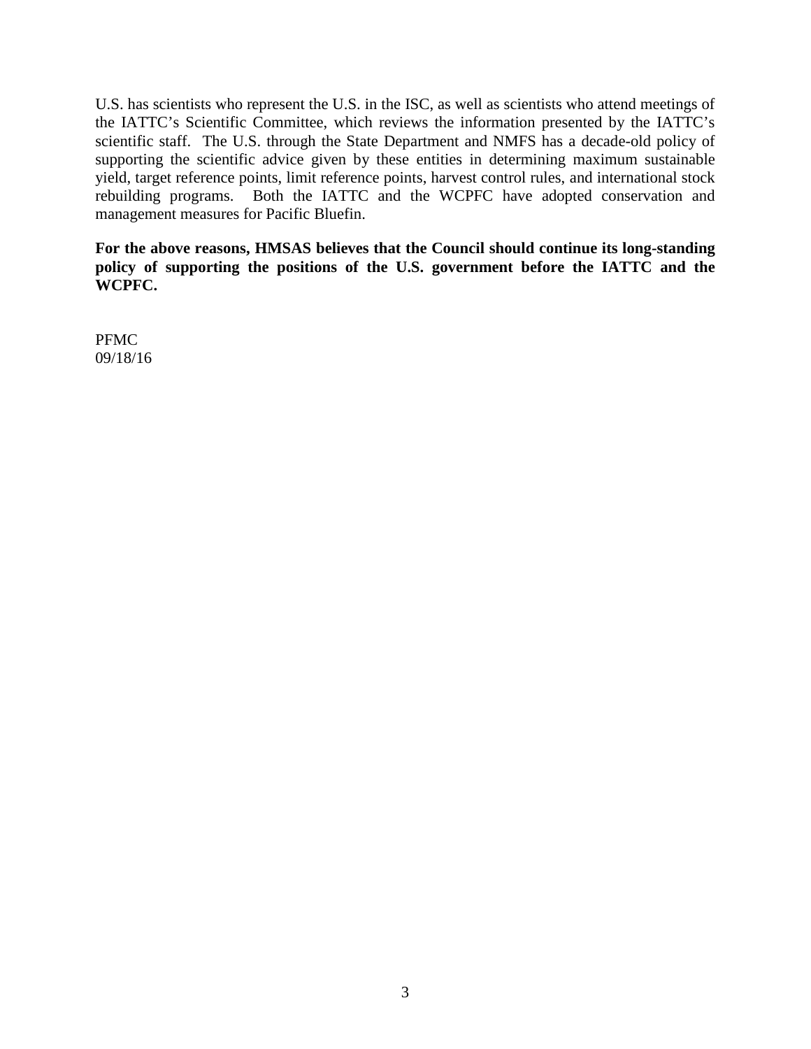U.S. has scientists who represent the U.S. in the ISC, as well as scientists who attend meetings of the IATTC's Scientific Committee, which reviews the information presented by the IATTC's scientific staff. The U.S. through the State Department and NMFS has a decade-old policy of supporting the scientific advice given by these entities in determining maximum sustainable yield, target reference points, limit reference points, harvest control rules, and international stock rebuilding programs. Both the IATTC and the WCPFC have adopted conservation and management measures for Pacific Bluefin.

**For the above reasons, HMSAS believes that the Council should continue its long-standing policy of supporting the positions of the U.S. government before the IATTC and the WCPFC.**

PFMC
09/18/16